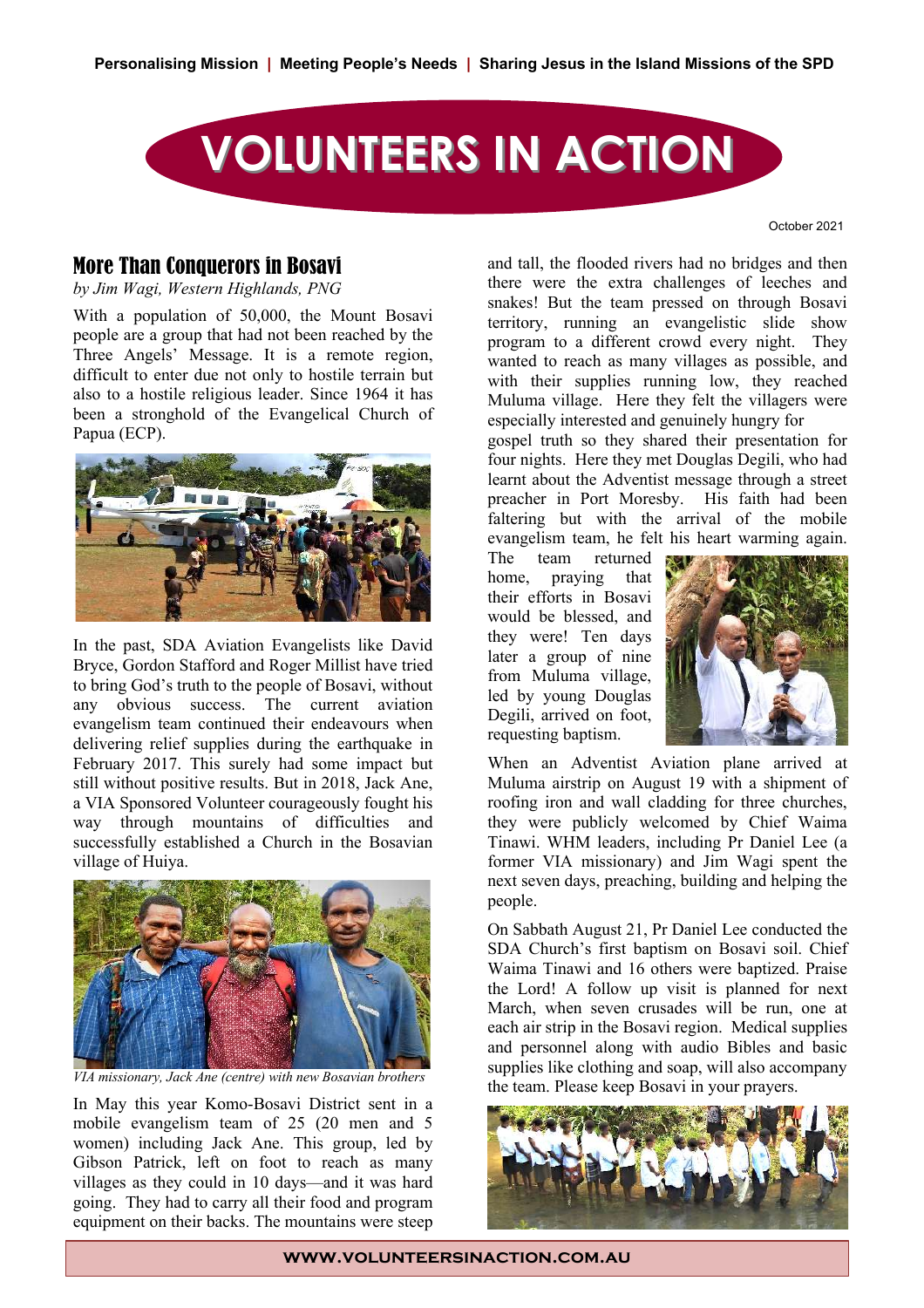Personalising Mission | Meeting People's Needs | Sharing Jesus in the Island Missions of the SPD

# VOLUNTEERS IN ACTION

October 2021

## More Than Conquerors in Bosavi

*by Jim Wagi, Western Highlands, PNG*

With a population of 50,000, the Mount Bosavi people are a group that had not been reached by the Three Angels' Message. It is a remote region, difficult to enter due not only to hostile terrain but also to a hostile religious leader. Since 1964 it has been a stronghold of the Evangelical Church of Papua (ECP).

In the past, SDA Aviation Evangelists like David Bryce, Gordon Stafford and Roger Millist have tried to bring God's truth to the people of Bosavi, without any obvious success. The current aviation evangelism team continued their endeavours when delivering relief supplies during the earthquake in February 2017. This surely had some impact but still without positive results. But in 2018, Jack Ane, a VIA Sponsored Volunteer courageously fought his way through mountains of difficulties and successfully established a Church in the Bosavian village of Huiya.

*VIA missionary, Jack Ane (centre) with new Bosavian brothers*

In May this year Komo-Bosavi District sent in a mobile evangelism team of 25 (20 men and 5 women) including Jack Ane. This group, led by Gibson Patrick, left on foot to reach as many villages as they could in 10 days—and it was hard going. They had to carry all their food and program equipment on their backs. The mountains were steep and tall, the flooded rivers had no bridges and then there were the extra challenges of leeches and snakes! But the team pressed on through Bosavi territory, running an evangelistic slide show program to a different crowd every night. They wanted to reach as many villages as possible, and with their supplies running low, they reached Muluma village. Here they felt the villagers were especially interested and genuinely hungry for gospel truth so they shared their presentation for four nights. Here they met Douglas Degili, who had learnt about the Adventist message through a street preacher in Port Moresby. His faith had been faltering but with the arrival of the mobile evangelism team, he felt his heart warming again.

The team returned home, praying that their efforts in Bosavi would be blessed, and they were! Ten days later a group of nine from Muluma village, led by young Douglas Degili, arrived on foot, requesting baptism.

When an Adventist Aviation plane arrived at Muluma airstrip on August 19 with a shipment of roofing iron and wall cladding for three churches, they were publicly welcomed by Chief Waima Tinawi. WHM leaders, including Pr Daniel Lee (a former VIA missionary) and Jim Wagi spent the next seven days, preaching, building and helping the people.

On Sabbath August 21, Pr Daniel Lee conducted the SDA Church's first baptism on Bosavi soil. Chief Waima Tinawi and 16 others were baptized. Praise the Lord! A follow up visit is planned for next March, when seven crusades will be run, one at each air strip in the Bosavi region. Medical supplies and personnel along with audio Bibles and basic supplies like clothing and soap, will also accompany the team. Please keep Bosavi in your prayers.

WWW.VOLUNTEERSINACTION.COM.AU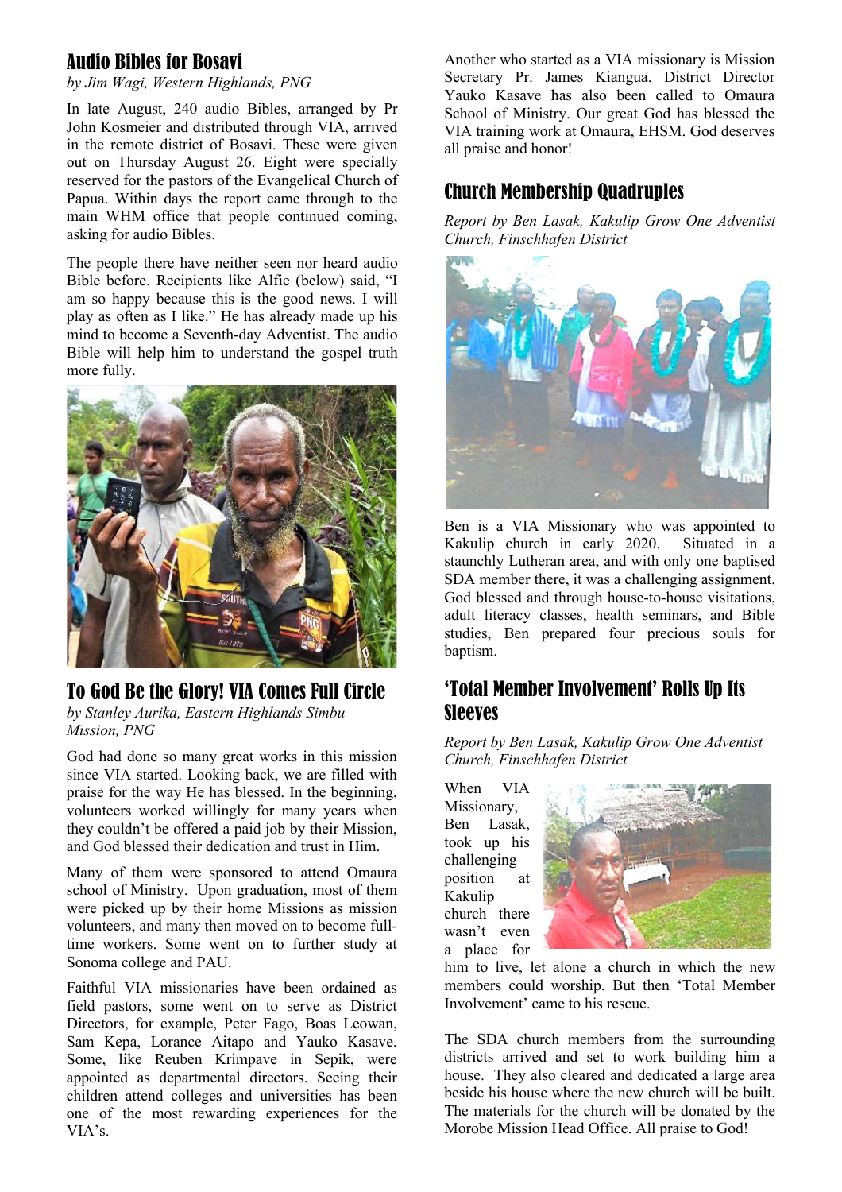## Audio Bibles for Bosavi

*by Jim Wagi, Western Highlands, PNG*

In late August, 240 audio Bibles, arranged by Pr John Kosmeier and distributed through VIA, arrived in the remote district of Bosavi. These were given out on Thursday August 26. Eight were specially reserved for the pastors of the Evangelical Church of Papua. Within days the report came through to the main WHM office that people continued coming, asking for audio Bibles.

The people there have neither seen nor heard audio Bible before. Recipients like Alfie (below) said, "I am so happy because this is the good news. I will play as often as I like." He has already made up his mind to become a Seventh-day Adventist. The audio Bible will help him to understand the gospel truth more fully.

## To God Be the Glory! VIA Comes Full Circle

*by Stanley Aurika, Eastern Highlands Simbu Mission, PNG*

God had done so many great works in this mission since VIA started. Looking back, we are filled with praise for the way He has blessed. In the beginning, volunteers worked willingly for many years when they couldn't be offered a paid job by their Mission, and God blessed their dedication and trust in Him.

Many of them were sponsored to attend Omaura school of Ministry. Upon graduation, most of them were picked up by their home Missions as mission volunteers, and many then moved on to become full-time workers. Some went on to further study at Sonoma college and PAU.

Faithful VIA missionaries have been ordained as field pastors, some went on to serve as District Directors, for example, Peter Fago, Boas Leowan, Sam Kepa, Lorance Aitapo and Yauko Kasave. Some, like Reuben Krimpave in Sepik, were appointed as departmental directors. Seeing their children attend colleges and universities has been one of the most rewarding experiences for the VIA's.

Another who started as a VIA missionary is Mission Secretary Pr. James Kiangua. District Director Yauko Kasave has also been called to Omaura School of Ministry. Our great God has blessed the VIA training work at Omaura, EHSM. God deserves all praise and honor!

## Church Membership Quadruples

*Report by Ben Lasak, Kakulip Grow One Adventist Church, Finschhafen District*

Ben is a VIA Missionary who was appointed to Kakulip church in early 2020. Situated in a staunchly Lutheran area, and with only one baptised SDA member there, it was a challenging assignment. God blessed and through house-to-house visitations, adult literacy classes, health seminars, and Bible studies, Ben prepared four precious souls for baptism.

## 'Total Member Involvement' Rolls Up Its Sleeves

*Report by Ben Lasak, Kakulip Grow One Adventist Church, Finschhafen District*

When VIA Missionary, Ben Lasak, took up his challenging position at Kakulip church there wasn't even a place for him to live, let alone a church in which the new members could worship. But then 'Total Member Involvement' came to his rescue.

The SDA church members from the surrounding districts arrived and set to work building him a house. They also cleared and dedicated a large area beside his house where the new church will be built. The materials for the church will be donated by the Morobe Mission Head Office. All praise to God!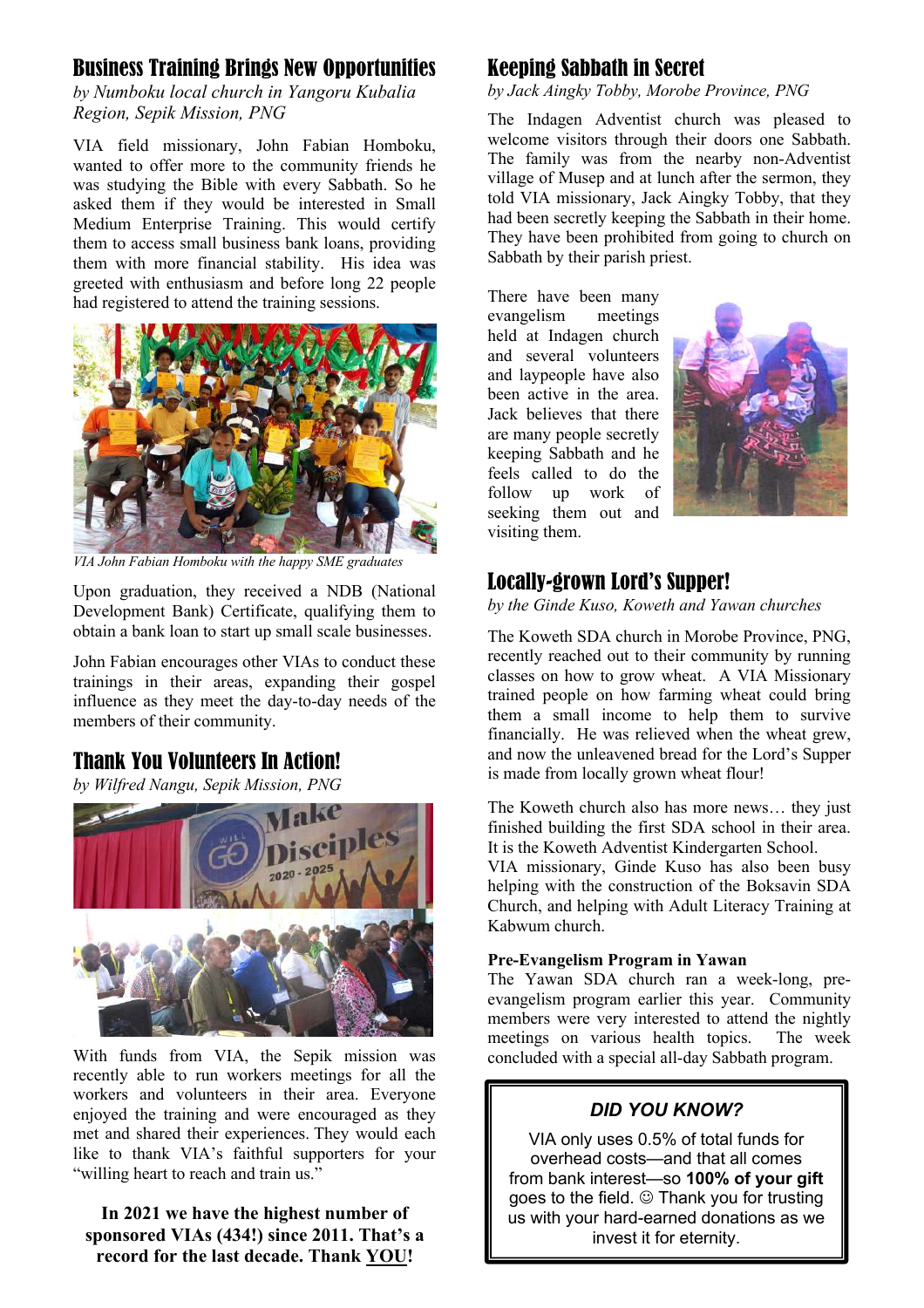## Business Training Brings New Opportunities

*by Numboku local church in Yangoru Kubalia Region, Sepik Mission, PNG*

VIA field missionary, John Fabian Homboku, wanted to offer more to the community friends he was studying the Bible with every Sabbath. So he asked them if they would be interested in Small Medium Enterprise Training. This would certify them to access small business bank loans, providing them with more financial stability. His idea was greeted with enthusiasm and before long 22 people had registered to attend the training sessions.

*VIA John Fabian Homboku with the happy SME graduates*

Upon graduation, they received a NDB (National Development Bank) Certificate, qualifying them to obtain a bank loan to start up small scale businesses.

John Fabian encourages other VIAs to conduct these trainings in their areas, expanding their gospel influence as they meet the day-to-day needs of the members of their community.

## Thank You Volunteers In Action!

*by Wilfred Nangu, Sepik Mission, PNG*

With funds from VIA, the Sepik mission was recently able to run workers meetings for all the workers and volunteers in their area. Everyone enjoyed the training and were encouraged as they met and shared their experiences. They would each like to thank VIA's faithful supporters for your "willing heart to reach and train us."

**In 2021 we have the highest number of sponsored VIAs (434!) since 2011. That's a record for the last decade. Thank YOU!**

## Keeping Sabbath in Secret

*by Jack Aingky Tobby, Morobe Province, PNG*

The Indagen Adventist church was pleased to welcome visitors through their doors one Sabbath. The family was from the nearby non-Adventist village of Musep and at lunch after the sermon, they told VIA missionary, Jack Aingky Tobby, that they had been secretly keeping the Sabbath in their home. They have been prohibited from going to church on Sabbath by their parish priest.

There have been many evangelism meetings held at Indagen church and several volunteers and laypeople have also been active in the area. Jack believes that there are many people secretly keeping Sabbath and he feels called to do the follow up work of seeking them out and visiting them.

## Locally-grown Lord's Supper!

*by the Ginde Kuso, Koweth and Yawan churches*

The Koweth SDA church in Morobe Province, PNG, recently reached out to their community by running classes on how to grow wheat. A VIA Missionary trained people on how farming wheat could bring them a small income to help them to survive financially. He was relieved when the wheat grew, and now the unleavened bread for the Lord's Supper is made from locally grown wheat flour!

The Koweth church also has more news… they just finished building the first SDA school in their area. It is the Koweth Adventist Kindergarten School.
VIA missionary, Ginde Kuso has also been busy helping with the construction of the Boksavin SDA Church, and helping with Adult Literacy Training at Kabwum church.

### Pre-Evangelism Program in Yawan

The Yawan SDA church ran a week-long, pre-evangelism program earlier this year. Community members were very interested to attend the nightly meetings on various health topics. The week concluded with a special all-day Sabbath program.

### *DID YOU KNOW?*

VIA only uses 0.5% of total funds for overhead costs—and that all comes from bank interest—so **100% of your gift** goes to the field. ☺ Thank you for trusting us with your hard-earned donations as we invest it for eternity.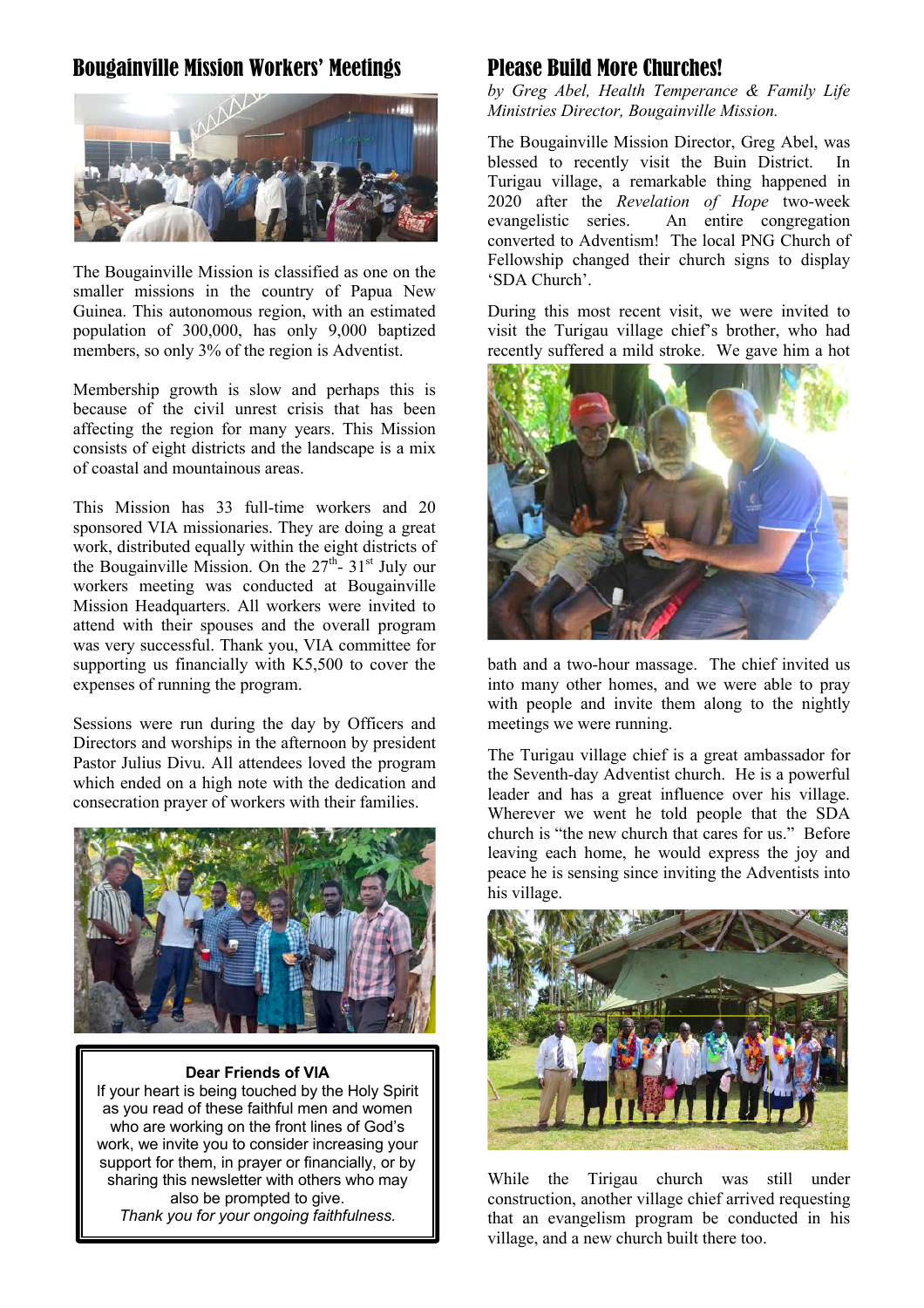## Bougainville Mission Workers' Meetings

The Bougainville Mission is classified as one on the smaller missions in the country of Papua New Guinea. This autonomous region, with an estimated population of 300,000, has only 9,000 baptized members, so only 3% of the region is Adventist.

Membership growth is slow and perhaps this is because of the civil unrest crisis that has been affecting the region for many years. This Mission consists of eight districts and the landscape is a mix of coastal and mountainous areas.

This Mission has 33 full-time workers and 20 sponsored VIA missionaries. They are doing a great work, distributed equally within the eight districts of the Bougainville Mission. On the 27th- 31st July our workers meeting was conducted at Bougainville Mission Headquarters. All workers were invited to attend with their spouses and the overall program was very successful. Thank you, VIA committee for supporting us financially with K5,500 to cover the expenses of running the program.

Sessions were run during the day by Officers and Directors and worships in the afternoon by president Pastor Julius Divu. All attendees loved the program which ended on a high note with the dedication and consecration prayer of workers with their families.

> **Dear Friends of VIA**
> If your heart is being touched by the Holy Spirit as you read of these faithful men and women who are working on the front lines of God's work, we invite you to consider increasing your support for them, in prayer or financially, or by sharing this newsletter with others who may also be prompted to give.
> *Thank you for your ongoing faithfulness.*

## Please Build More Churches!

*by Greg Abel, Health Temperance & Family Life Ministries Director, Bougainville Mission.*

The Bougainville Mission Director, Greg Abel, was blessed to recently visit the Buin District. In Turigau village, a remarkable thing happened in 2020 after the *Revelation of Hope* two-week evangelistic series. An entire congregation converted to Adventism! The local PNG Church of Fellowship changed their church signs to display 'SDA Church'.

During this most recent visit, we were invited to visit the Turigau village chief's brother, who had recently suffered a mild stroke. We gave him a hot bath and a two-hour massage. The chief invited us into many other homes, and we were able to pray with people and invite them along to the nightly meetings we were running.

The Turigau village chief is a great ambassador for the Seventh-day Adventist church. He is a powerful leader and has a great influence over his village. Wherever we went he told people that the SDA church is "the new church that cares for us." Before leaving each home, he would express the joy and peace he is sensing since inviting the Adventists into his village.

While the Tirigau church was still under construction, another village chief arrived requesting that an evangelism program be conducted in his village, and a new church built there too.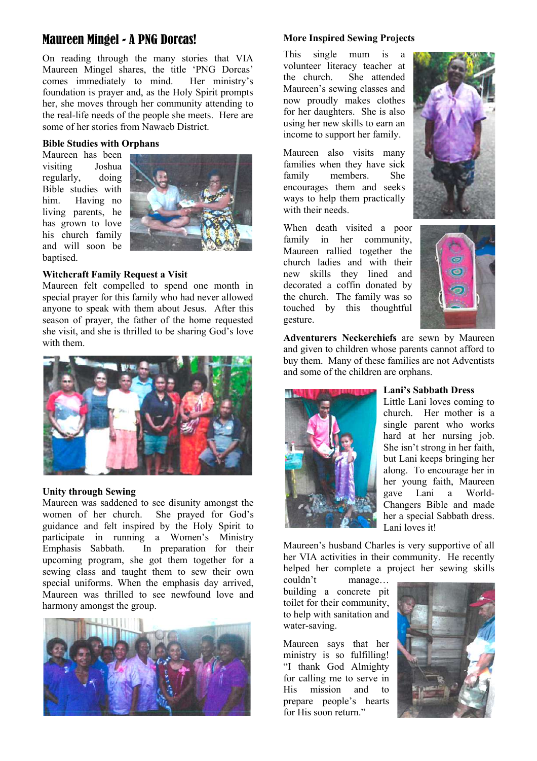# Maureen Mingel - A PNG Dorcas!

On reading through the many stories that VIA Maureen Mingel shares, the title 'PNG Dorcas' comes immediately to mind. Her ministry's foundation is prayer and, as the Holy Spirit prompts her, she moves through her community attending to the real-life needs of the people she meets. Here are some of her stories from Nawaeb District.

### Bible Studies with Orphans

Maureen has been visiting Joshua regularly, doing Bible studies with him. Having no living parents, he has grown to love his church family and will soon be baptised.

### Witchcraft Family Request a Visit

Maureen felt compelled to spend one month in special prayer for this family who had never allowed anyone to speak with them about Jesus. After this season of prayer, the father of the home requested she visit, and she is thrilled to be sharing God's love with them.

### Unity through Sewing

Maureen was saddened to see disunity amongst the women of her church. She prayed for God's guidance and felt inspired by the Holy Spirit to participate in running a Women's Ministry Emphasis Sabbath. In preparation for their upcoming program, she got them together for a sewing class and taught them to sew their own special uniforms. When the emphasis day arrived, Maureen was thrilled to see newfound love and harmony amongst the group.

### More Inspired Sewing Projects

This single mum is a volunteer literacy teacher at the church. She attended Maureen's sewing classes and now proudly makes clothes for her daughters. She is also using her new skills to earn an income to support her family.

Maureen also visits many families when they have sick family members. She encourages them and seeks ways to help them practically with their needs.

When death visited a poor family in her community, Maureen rallied together the church ladies and with their new skills they lined and decorated a coffin donated by the church. The family was so touched by this thoughtful gesture.

**Adventurers Neckerchiefs** are sewn by Maureen and given to children whose parents cannot afford to buy them. Many of these families are not Adventists and some of the children are orphans.

### Lani's Sabbath Dress

Little Lani loves coming to church. Her mother is a single parent who works hard at her nursing job. She isn't strong in her faith, but Lani keeps bringing her along. To encourage her in her young faith, Maureen gave Lani a World-Changers Bible and made her a special Sabbath dress. Lani loves it!

Maureen's husband Charles is very supportive of all her VIA activities in their community. He recently helped her complete a project her sewing skills couldn't manage… building a concrete pit toilet for their community, to help with sanitation and water-saving.

Maureen says that her ministry is so fulfilling! "I thank God Almighty for calling me to serve in His mission and to prepare people's hearts for His soon return."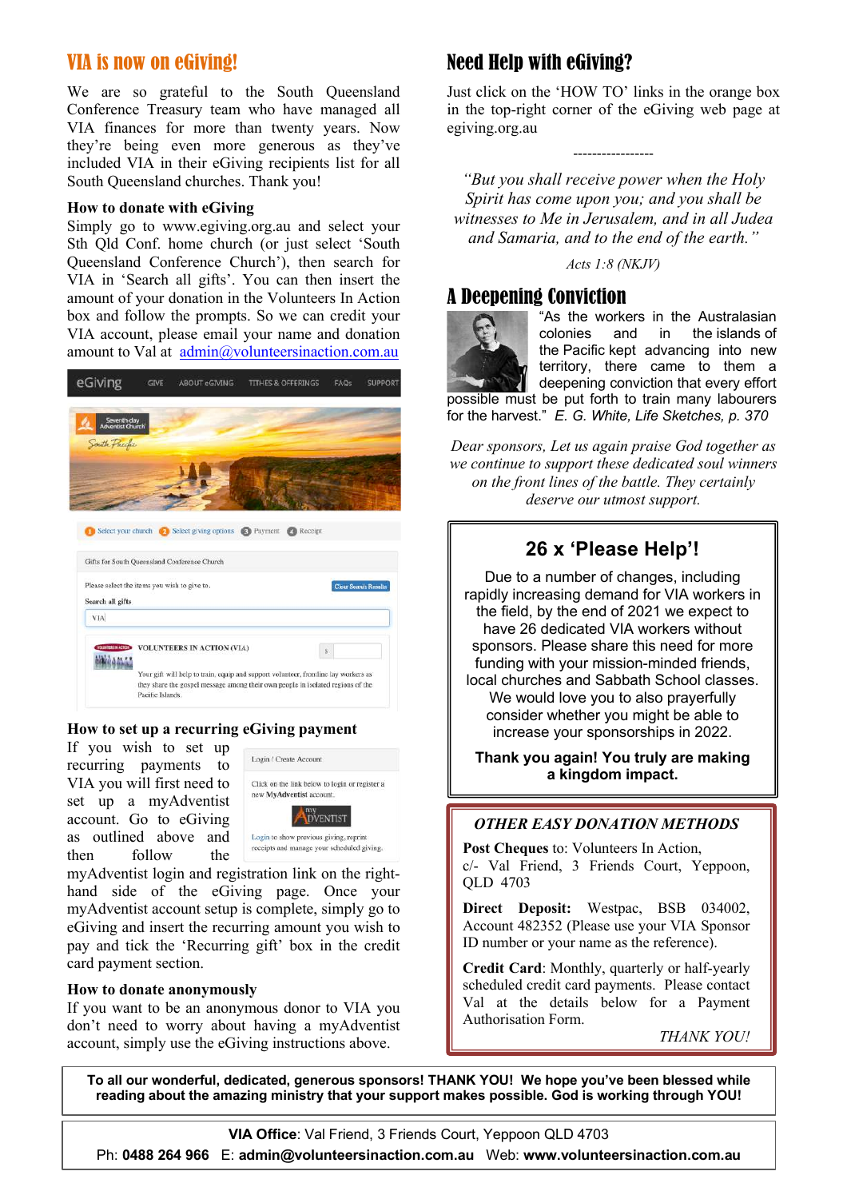## VIA is now on eGiving!

We are so grateful to the South Queensland Conference Treasury team who have managed all VIA finances for more than twenty years. Now they're being even more generous as they've included VIA in their eGiving recipients list for all South Queensland churches. Thank you!

**How to donate with eGiving**

Simply go to www.egiving.org.au and select your Sth Qld Conf. home church (or just select 'South Queensland Conference Church'), then search for VIA in 'Search all gifts'. You can then insert the amount of your donation in the Volunteers In Action box and follow the prompts. So we can credit your VIA account, please email your name and donation amount to Val at admin@volunteersinaction.com.au

**How to set up a recurring eGiving payment**

If you wish to set up recurring payments to VIA you will first need to set up a myAdventist account. Go to eGiving as outlined above and then follow the myAdventist login and registration link on the right-hand side of the eGiving page. Once your myAdventist account setup is complete, simply go to eGiving and insert the recurring amount you wish to pay and tick the 'Recurring gift' box in the credit card payment section.

**How to donate anonymously**

If you want to be an anonymous donor to VIA you don't need to worry about having a myAdventist account, simply use the eGiving instructions above.

## Need Help with eGiving?

Just click on the 'HOW TO' links in the orange box in the top-right corner of the eGiving web page at egiving.org.au

-----------------

*"But you shall receive power when the Holy Spirit has come upon you; and you shall be witnesses to Me in Jerusalem, and in all Judea and Samaria, and to the end of the earth."*

*Acts 1:8 (NKJV)*

## A Deepening Conviction

"As the workers in the Australasian colonies and in the islands of the Pacific kept advancing into new territory, there came to them a deepening conviction that every effort possible must be put forth to train many labourers for the harvest." *E. G. White, Life Sketches, p. 370*

*Dear sponsors, Let us again praise God together as we continue to support these dedicated soul winners on the front lines of the battle. They certainly deserve our utmost support.*

## 26 x 'Please Help'!

Due to a number of changes, including rapidly increasing demand for VIA workers in the field, by the end of 2021 we expect to have 26 dedicated VIA workers without sponsors. Please share this need for more funding with your mission-minded friends, local churches and Sabbath School classes. We would love you to also prayerfully consider whether you might be able to increase your sponsorships in 2022.

**Thank you again! You truly are making a kingdom impact.**

### *OTHER EASY DONATION METHODS*

**Post Cheques** to: Volunteers In Action, c/- Val Friend, 3 Friends Court, Yeppoon, QLD 4703

**Direct Deposit:** Westpac, BSB 034002, Account 482352 (Please use your VIA Sponsor ID number or your name as the reference).

**Credit Card**: Monthly, quarterly or half-yearly scheduled credit card payments. Please contact Val at the details below for a Payment Authorisation Form.

*THANK YOU!*

**To all our wonderful, dedicated, generous sponsors! THANK YOU! We hope you've been blessed while reading about the amazing ministry that your support makes possible. God is working through YOU!**

**VIA Office**: Val Friend, 3 Friends Court, Yeppoon QLD 4703

Ph: **0488 264 966** E: **admin@volunteersinaction.com.au** Web: **www.volunteersinaction.com.au**